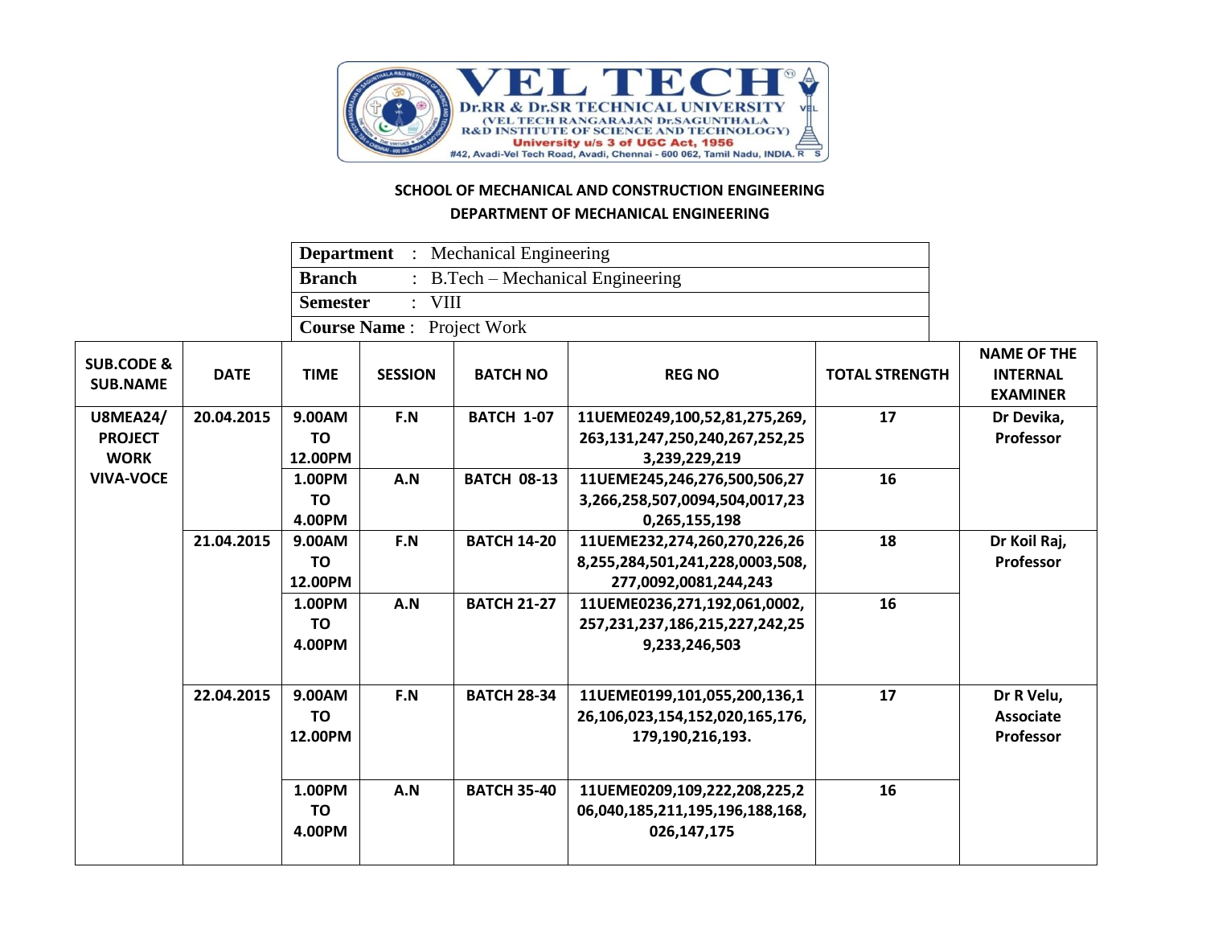VEL TECH
Dr.RR & Dr.SR TECHNICAL UNIVERSITY
(VEL TECH RANGARAJAN Dr.SAGUNTHALA R&D INSTITUTE OF SCIENCE AND TECHNOLOGY)
University u/s 3 of UGC Act, 1956
#42, Avadi-Vel Tech Road, Avadi, Chennai - 600 062, Tamil Nadu, INDIA.

## SCHOOL OF MECHANICAL AND CONSTRUCTION ENGINEERING

## DEPARTMENT OF MECHANICAL ENGINEERING

| | |
|---|---|
| **Department** | : Mechanical Engineering |
| **Branch** | : B.Tech – Mechanical Engineering |
| **Semester** | : VIII |
| **Course Name** | : Project Work |

| SUB.CODE & SUB.NAME | DATE | TIME | SESSION | BATCH NO | REG NO | TOTAL STRENGTH | NAME OF THE INTERNAL EXAMINER |
|---|---|---|---|---|---|---|---|
| U8MEA24/ PROJECT WORK VIVA-VOCE | 20.04.2015 | 9.00AM TO 12.00PM | F.N | BATCH 1-07 | 11UEME0249,100,52,81,275,269,263,131,247,250,240,267,252,253,239,229,219 | 17 | Dr Devika, Professor |
| | | 1.00PM TO 4.00PM | A.N | BATCH 08-13 | 11UEME245,246,276,500,506,273,266,258,507,0094,504,0017,230,265,155,198 | 16 | |
| | 21.04.2015 | 9.00AM TO 12.00PM | F.N | BATCH 14-20 | 11UEME232,274,260,270,226,268,255,284,501,241,228,0003,508,277,0092,0081,244,243 | 18 | Dr Koil Raj, Professor |
| | | 1.00PM TO 4.00PM | A.N | BATCH 21-27 | 11UEME0236,271,192,061,0002,257,231,237,186,215,227,242,259,233,246,503 | 16 | |
| | 22.04.2015 | 9.00AM TO 12.00PM | F.N | BATCH 28-34 | 11UEME0199,101,055,200,136,126,106,023,154,152,020,165,176,179,190,216,193. | 17 | Dr R Velu, Associate Professor |
| | | 1.00PM TO 4.00PM | A.N | BATCH 35-40 | 11UEME0209,109,222,208,225,206,040,185,211,195,196,188,168,026,147,175 | 16 | |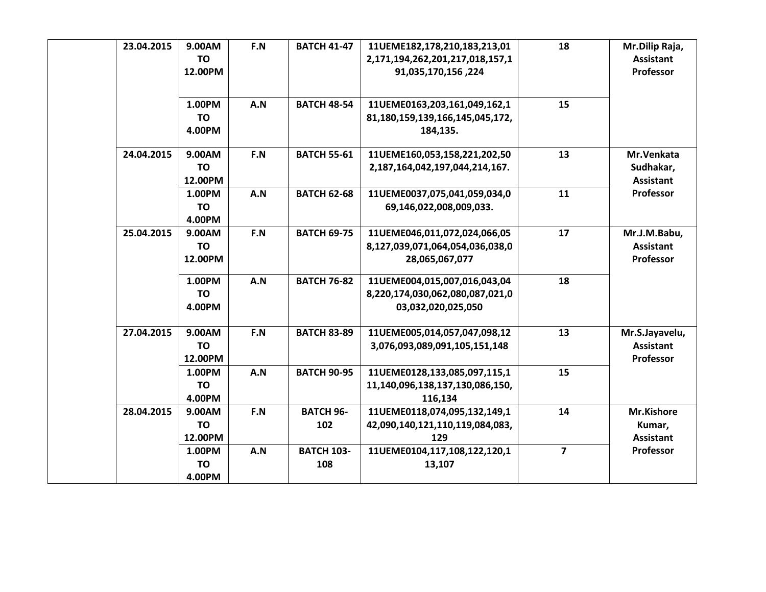| | | | | | | | |
|---|---|---|---|---|---|---|---|
| | 23.04.2015 | 9.00AM TO 12.00PM | F.N | BATCH 41-47 | 11UEME182,178,210,183,213,012,171,194,262,201,217,018,157,191,035,170,156 ,224 | 18 | Mr.Dilip Raja, Assistant Professor |
| | | 1.00PM TO 4.00PM | A.N | BATCH 48-54 | 11UEME0163,203,161,049,162,181,180,159,139,166,145,045,172,184,135. | 15 | |
| | 24.04.2015 | 9.00AM TO 12.00PM | F.N | BATCH 55-61 | 11UEME160,053,158,221,202,502,187,164,042,197,044,214,167. | 13 | Mr.Venkata Sudhakar, Assistant Professor |
| | | 1.00PM TO 4.00PM | A.N | BATCH 62-68 | 11UEME0037,075,041,059,034,069,146,022,008,009,033. | 11 | |
| | 25.04.2015 | 9.00AM TO 12.00PM | F.N | BATCH 69-75 | 11UEME046,011,072,024,066,058,127,039,071,064,054,036,038,028,065,067,077 | 17 | Mr.J.M.Babu, Assistant Professor |
| | | 1.00PM TO 4.00PM | A.N | BATCH 76-82 | 11UEME004,015,007,016,043,048,220,174,030,062,080,087,021,003,032,020,025,050 | 18 | |
| | 27.04.2015 | 9.00AM TO 12.00PM | F.N | BATCH 83-89 | 11UEME005,014,057,047,098,123,076,093,089,091,105,151,148 | 13 | Mr.S.Jayavelu, Assistant Professor |
| | | 1.00PM TO 4.00PM | A.N | BATCH 90-95 | 11UEME0128,133,085,097,115,111,140,096,138,137,130,086,150,116,134 | 15 | |
| | 28.04.2015 | 9.00AM TO 12.00PM | F.N | BATCH 96-102 | 11UEME0118,074,095,132,149,142,090,140,121,110,119,084,083,129 | 14 | Mr.Kishore Kumar, Assistant Professor |
| | | 1.00PM TO 4.00PM | A.N | BATCH 103-108 | 11UEME0104,117,108,122,120,113,107 | 7 | |